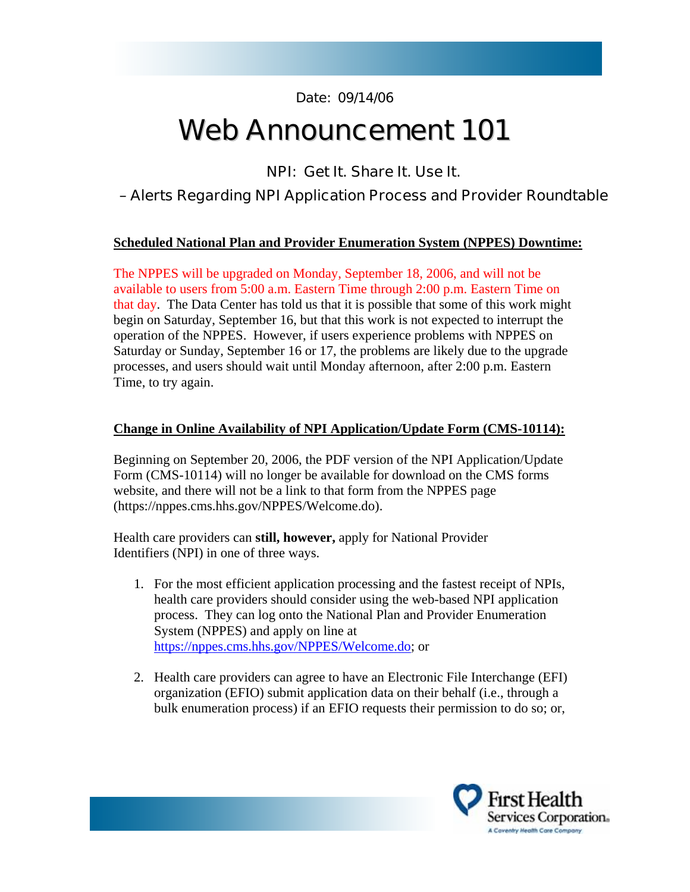Date: 09/14/06

# Web Announcement 101

## NPI: Get It. Share It. Use It.

## – Alerts Regarding NPI Application Process and Provider Roundtable

**Scheduled National Plan and Provider Enumeration System (NPPES) Downtime:**

The NPPES will be upgraded on Monday, September 18, 2006, and will not be available to users from 5:00 a.m. Eastern Time through 2:00 p.m. Eastern Time on that day. The Data Center has told us that it is possible that some of this work might begin on Saturday, September 16, but that this work is not expected to interrupt the operation of the NPPES. However, if users experience problems with NPPES on Saturday or Sunday, September 16 or 17, the problems are likely due to the upgrade processes, and users should wait until Monday afternoon, after 2:00 p.m. Eastern Time, to try again.

**Change in Online Availability of NPI Application/Update Form (CMS-10114):**

Beginning on September 20, 2006, the PDF version of the NPI Application/Update Form (CMS-10114) will no longer be available for download on the CMS forms website, and there will not be a link to that form from the NPPES page (https://nppes.cms.hhs.gov/NPPES/Welcome.do).

Health care providers can **still, however,** apply for National Provider Identifiers (NPI) in one of three ways.

1. For the most efficient application processing and the fastest receipt of NPIs, health care providers should consider using the web-based NPI application process. They can log onto the National Plan and Provider Enumeration System (NPPES) and apply on line at https://nppes.cms.hhs.gov/NPPES/Welcome.do; or

2. Health care providers can agree to have an Electronic File Interchange (EFI) organization (EFIO) submit application data on their behalf (i.e., through a bulk enumeration process) if an EFIO requests their permission to do so; or,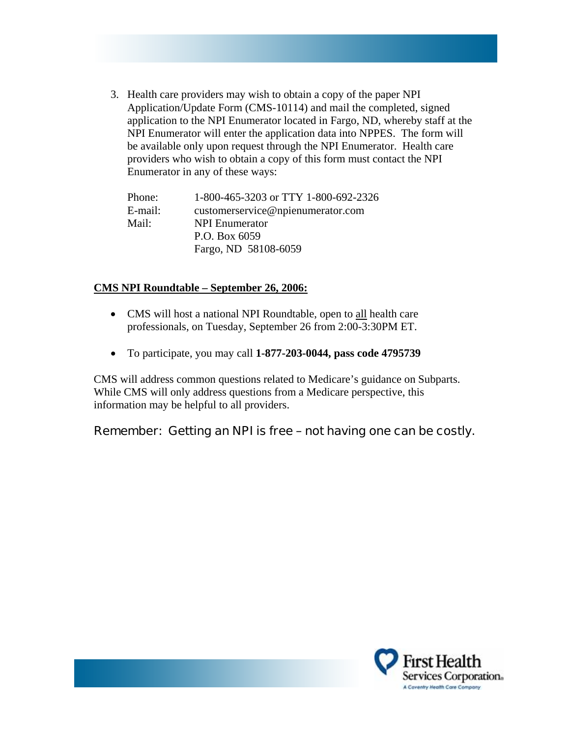3. Health care providers may wish to obtain a copy of the paper NPI Application/Update Form (CMS-10114) and mail the completed, signed application to the NPI Enumerator located in Fargo, ND, whereby staff at the NPI Enumerator will enter the application data into NPPES. The form will be available only upon request through the NPI Enumerator. Health care providers who wish to obtain a copy of this form must contact the NPI Enumerator in any of these ways:

| | |
|---|---|
| Phone: | 1-800-465-3203 or TTY 1-800-692-2326 |
| E-mail: | customerservice@npienumerator.com |
| Mail: | NPI Enumerator<br>P.O. Box 6059<br>Fargo, ND 58108-6059 |

**CMS NPI Roundtable – September 26, 2006:**

- CMS will host a national NPI Roundtable, open to all health care professionals, on Tuesday, September 26 from 2:00-3:30PM ET.
- To participate, you may call **1-877-203-0044, pass code 4795739**

CMS will address common questions related to Medicare's guidance on Subparts. While CMS will only address questions from a Medicare perspective, this information may be helpful to all providers.

**Remember: Getting an NPI is free – not having one can be costly.**

First Health Services Corporation
A Coventry Health Care Company